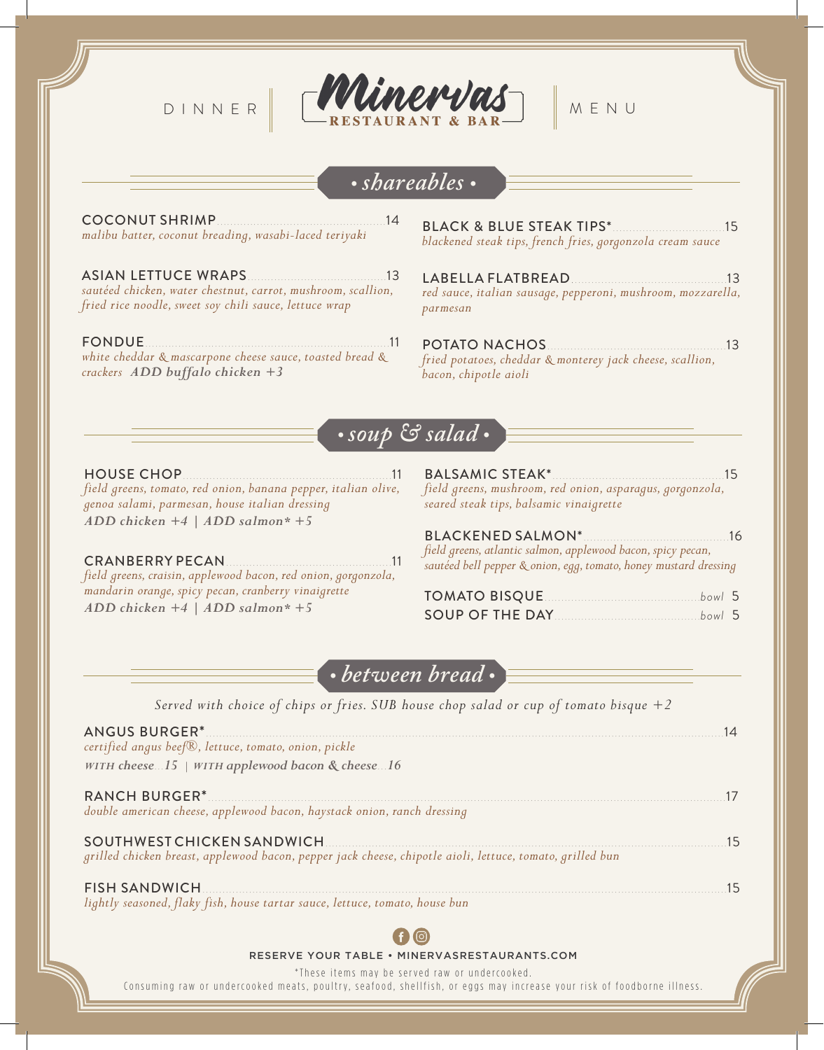# DINNER Minervas RESTAURANT & BAR MENU

## • shareables •

**COCONUT SHRIMP** 14
*malibu batter, coconut breading, wasabi-laced teriyaki*

**ASIAN LETTUCE WRAPS** 13
*sautéed chicken, water chestnut, carrot, mushroom, scallion, fried rice noodle, sweet soy chili sauce, lettuce wrap*

**FONDUE** 11
*white cheddar & mascarpone cheese sauce, toasted bread & crackers* ***ADD buffalo chicken +3***

**BLACK & BLUE STEAK TIPS*** 15
*blackened steak tips, french fries, gorgonzola cream sauce*

**LABELLA FLATBREAD** 13
*red sauce, italian sausage, pepperoni, mushroom, mozzarella, parmesan*

**POTATO NACHOS** 13
*fried potatoes, cheddar & monterey jack cheese, scallion, bacon, chipotle aioli*

## • soup & salad •

**HOUSE CHOP** 11
*field greens, tomato, red onion, banana pepper, italian olive, genoa salami, parmesan, house italian dressing*
***ADD chicken +4 | ADD salmon* +5***

**CRANBERRY PECAN** 11
*field greens, craisin, applewood bacon, red onion, gorgonzola, mandarin orange, spicy pecan, cranberry vinaigrette*
***ADD chicken +4 | ADD salmon* +5***

**BALSAMIC STEAK*** 15
*field greens, mushroom, red onion, asparagus, gorgonzola, seared steak tips, balsamic vinaigrette*

**BLACKENED SALMON*** 16
*field greens, atlantic salmon, applewood bacon, spicy pecan, sautéed bell pepper & onion, egg, tomato, honey mustard dressing*

**TOMATO BISQUE** *bowl* 5
**SOUP OF THE DAY** *bowl* 5

## • between bread •

*Served with choice of chips or fries. SUB house chop salad or cup of tomato bisque +2*

**ANGUS BURGER*** 14
*certified angus beef®, lettuce, tomato, onion, pickle*
***WITH cheese*** *15* | ***WITH applewood bacon & cheese*** *16*

**RANCH BURGER*** 17
*double american cheese, applewood bacon, haystack onion, ranch dressing*

**SOUTHWEST CHICKEN SANDWICH** 15
*grilled chicken breast, applewood bacon, pepper jack cheese, chipotle aioli, lettuce, tomato, grilled bun*

**FISH SANDWICH** 15
*lightly seasoned, flaky fish, house tartar sauce, lettuce, tomato, house bun*

RESERVE YOUR TABLE • MINERVASRESTAURANTS.COM

*These items may be served raw or undercooked.
Consuming raw or undercooked meats, poultry, seafood, shellfish, or eggs may increase your risk of foodborne illness.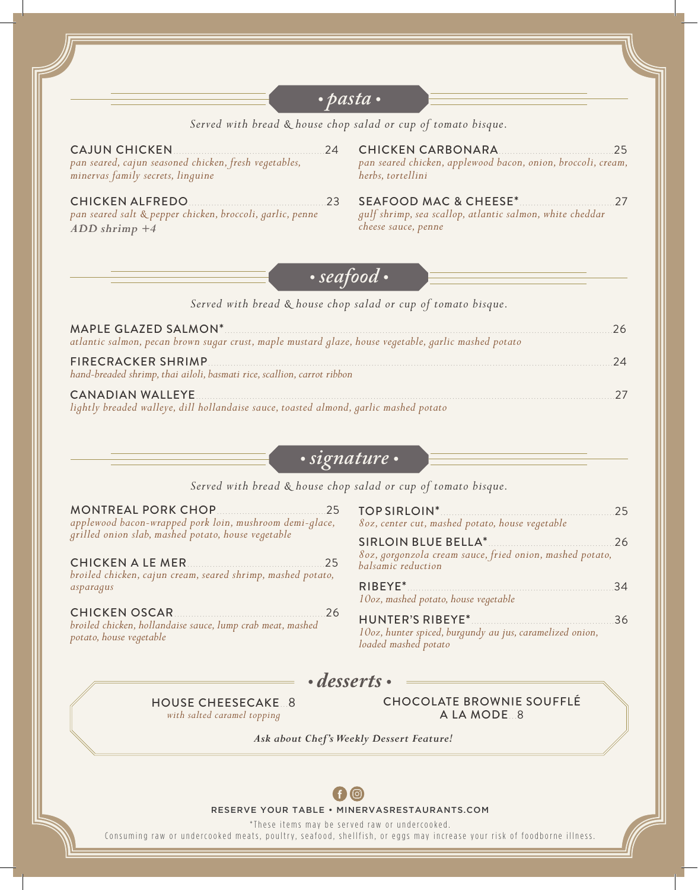## • pasta •

*Served with bread & house chop salad or cup of tomato bisque.*

**CAJUN CHICKEN** ... 24
*pan seared, cajun seasoned chicken, fresh vegetables, minervas family secrets, linguine*

**CHICKEN ALFREDO** ... 23
*pan seared salt & pepper chicken, broccoli, garlic, penne*
***ADD shrimp +4***

**CHICKEN CARBONARA** ... 25
*pan seared chicken, applewood bacon, onion, broccoli, cream, herbs, tortellini*

**SEAFOOD MAC & CHEESE*** ... 27
*gulf shrimp, sea scallop, atlantic salmon, white cheddar cheese sauce, penne*

## • seafood •

*Served with bread & house chop salad or cup of tomato bisque.*

**MAPLE GLAZED SALMON*** ... 26
*atlantic salmon, pecan brown sugar crust, maple mustard glaze, house vegetable, garlic mashed potato*

**FIRECRACKER SHRIMP** ... 24
*hand-breaded shrimp, thai aioli, basmati rice, scallion, carrot ribbon*

**CANADIAN WALLEYE** ... 27
*lightly breaded walleye, dill hollandaise sauce, toasted almond, garlic mashed potato*

## • signature •

*Served with bread & house chop salad or cup of tomato bisque.*

**MONTREAL PORK CHOP** ... 25
*applewood bacon-wrapped pork loin, mushroom demi-glace, grilled onion slab, mashed potato, house vegetable*

**CHICKEN A LE MER** ... 25
*broiled chicken, cajun cream, seared shrimp, mashed potato, asparagus*

**CHICKEN OSCAR** ... 26
*broiled chicken, hollandaise sauce, lump crab meat, mashed potato, house vegetable*

**TOP SIRLOIN*** ... 25
*8oz, center cut, mashed potato, house vegetable*

**SIRLOIN BLUE BELLA*** ... 26
*8oz, gorgonzola cream sauce, fried onion, mashed potato, balsamic reduction*

**RIBEYE*** ... 34
*10oz, mashed potato, house vegetable*

**HUNTER'S RIBEYE*** ... 36
*10oz, hunter spiced, burgundy au jus, caramelized onion, loaded mashed potato*

## • desserts •

**HOUSE CHEESECAKE** ... 8
*with salted caramel topping*

**CHOCOLATE BROWNIE SOUFFLÉ A LA MODE** ... 8

***Ask about Chef's Weekly Dessert Feature!***

RESERVE YOUR TABLE • MINERVASRESTAURANTS.COM

*These items may be served raw or undercooked.
Consuming raw or undercooked meats, poultry, seafood, shellfish, or eggs may increase your risk of foodborne illness.